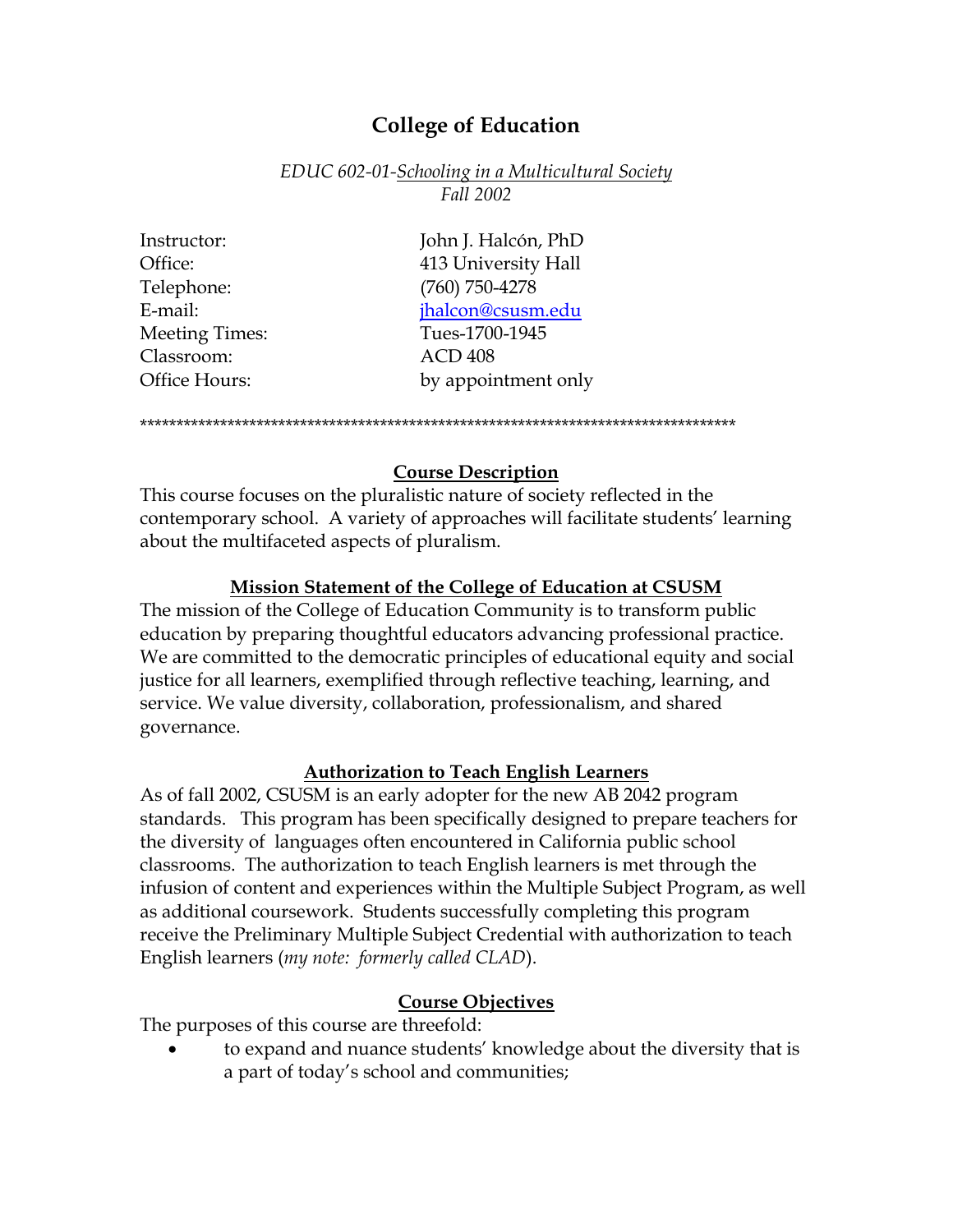# College of Education

*EDUC 602-01-Schooling in a Multicultural Society*
*Fall 2002*

| | |
|---|---|
| Instructor: | John J. Halcón, PhD |
| Office: | 413 University Hall |
| Telephone: | (760) 750-4278 |
| E-mail: | jhalcon@csusm.edu |
| Meeting Times: | Tues-1700-1945 |
| Classroom: | ACD 408 |
| Office Hours: | by appointment only |

*************************************************************************************

## Course Description

This course focuses on the pluralistic nature of society reflected in the contemporary school. A variety of approaches will facilitate students' learning about the multifaceted aspects of pluralism.

## Mission Statement of the College of Education at CSUSM

The mission of the College of Education Community is to transform public education by preparing thoughtful educators advancing professional practice. We are committed to the democratic principles of educational equity and social justice for all learners, exemplified through reflective teaching, learning, and service. We value diversity, collaboration, professionalism, and shared governance.

## Authorization to Teach English Learners

As of fall 2002, CSUSM is an early adopter for the new AB 2042 program standards. This program has been specifically designed to prepare teachers for the diversity of languages often encountered in California public school classrooms. The authorization to teach English learners is met through the infusion of content and experiences within the Multiple Subject Program, as well as additional coursework. Students successfully completing this program receive the Preliminary Multiple Subject Credential with authorization to teach English learners (*my note: formerly called CLAD*).

## Course Objectives

The purposes of this course are threefold:

- to expand and nuance students' knowledge about the diversity that is a part of today's school and communities;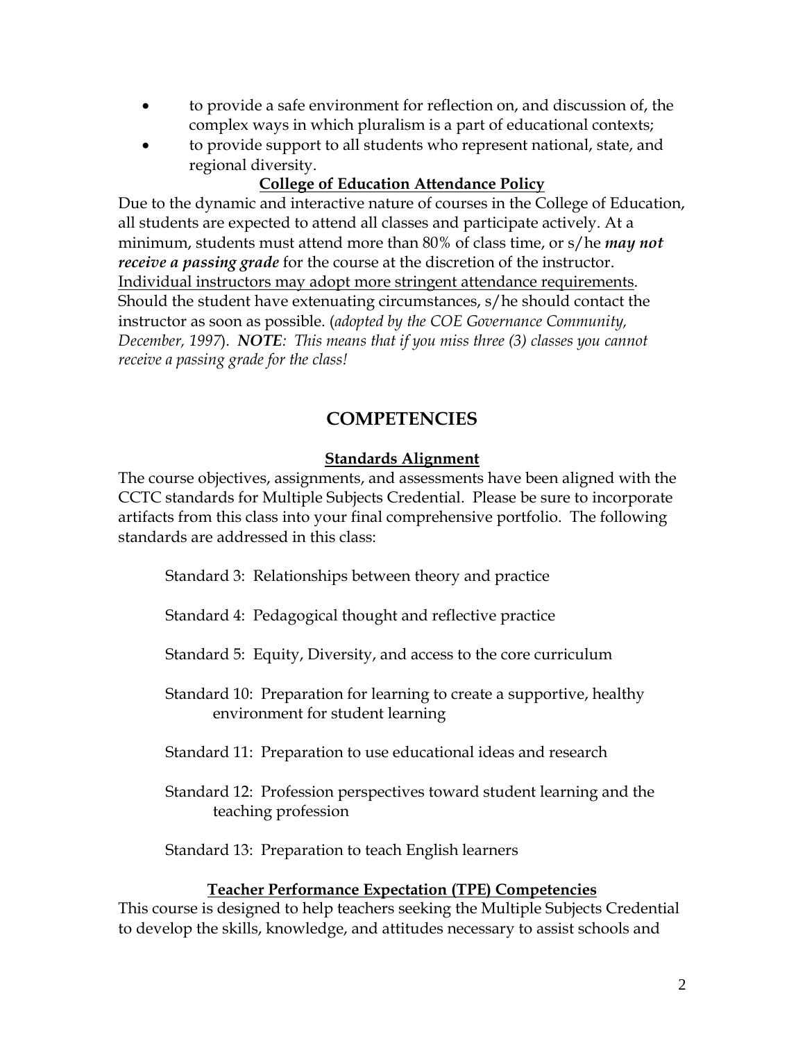- to provide a safe environment for reflection on, and discussion of, the complex ways in which pluralism is a part of educational contexts;
- to provide support to all students who represent national, state, and regional diversity.

**College of Education Attendance Policy**

Due to the dynamic and interactive nature of courses in the College of Education, all students are expected to attend all classes and participate actively. At a minimum, students must attend more than 80% of class time, or s/he ***may not receive a passing grade*** for the course at the discretion of the instructor. Individual instructors may adopt more stringent attendance requirements. Should the student have extenuating circumstances, s/he should contact the instructor as soon as possible. (*adopted by the COE Governance Community, December, 1997*). ***NOTE****: This means that if you miss three (3) classes you cannot receive a passing grade for the class!*

## COMPETENCIES

**Standards Alignment**

The course objectives, assignments, and assessments have been aligned with the CCTC standards for Multiple Subjects Credential. Please be sure to incorporate artifacts from this class into your final comprehensive portfolio. The following standards are addressed in this class:

Standard 3: Relationships between theory and practice

Standard 4: Pedagogical thought and reflective practice

Standard 5: Equity, Diversity, and access to the core curriculum

Standard 10: Preparation for learning to create a supportive, healthy environment for student learning

Standard 11: Preparation to use educational ideas and research

Standard 12: Profession perspectives toward student learning and the teaching profession

Standard 13: Preparation to teach English learners

**Teacher Performance Expectation (TPE) Competencies**

This course is designed to help teachers seeking the Multiple Subjects Credential to develop the skills, knowledge, and attitudes necessary to assist schools and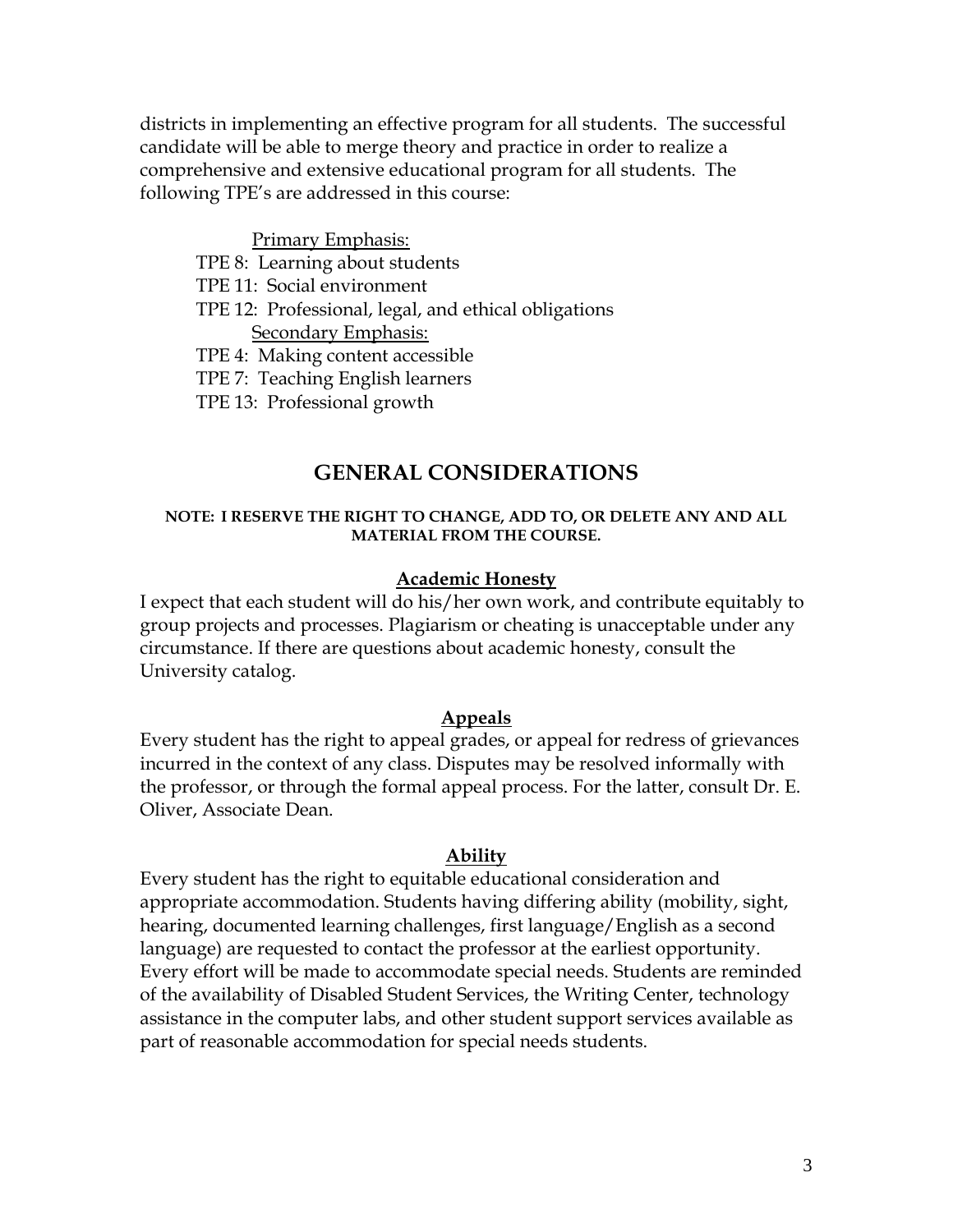districts in implementing an effective program for all students. The successful candidate will be able to merge theory and practice in order to realize a comprehensive and extensive educational program for all students. The following TPE's are addressed in this course:

Primary Emphasis:

- TPE 8: Learning about students
- TPE 11: Social environment
- TPE 12: Professional, legal, and ethical obligations

Secondary Emphasis:

- TPE 4: Making content accessible
- TPE 7: Teaching English learners
- TPE 13: Professional growth

## GENERAL CONSIDERATIONS

**NOTE: I RESERVE THE RIGHT TO CHANGE, ADD TO, OR DELETE ANY AND ALL MATERIAL FROM THE COURSE.**

### Academic Honesty

I expect that each student will do his/her own work, and contribute equitably to group projects and processes. Plagiarism or cheating is unacceptable under any circumstance. If there are questions about academic honesty, consult the University catalog.

### Appeals

Every student has the right to appeal grades, or appeal for redress of grievances incurred in the context of any class. Disputes may be resolved informally with the professor, or through the formal appeal process. For the latter, consult Dr. E. Oliver, Associate Dean.

### Ability

Every student has the right to equitable educational consideration and appropriate accommodation. Students having differing ability (mobility, sight, hearing, documented learning challenges, first language/English as a second language) are requested to contact the professor at the earliest opportunity. Every effort will be made to accommodate special needs. Students are reminded of the availability of Disabled Student Services, the Writing Center, technology assistance in the computer labs, and other student support services available as part of reasonable accommodation for special needs students.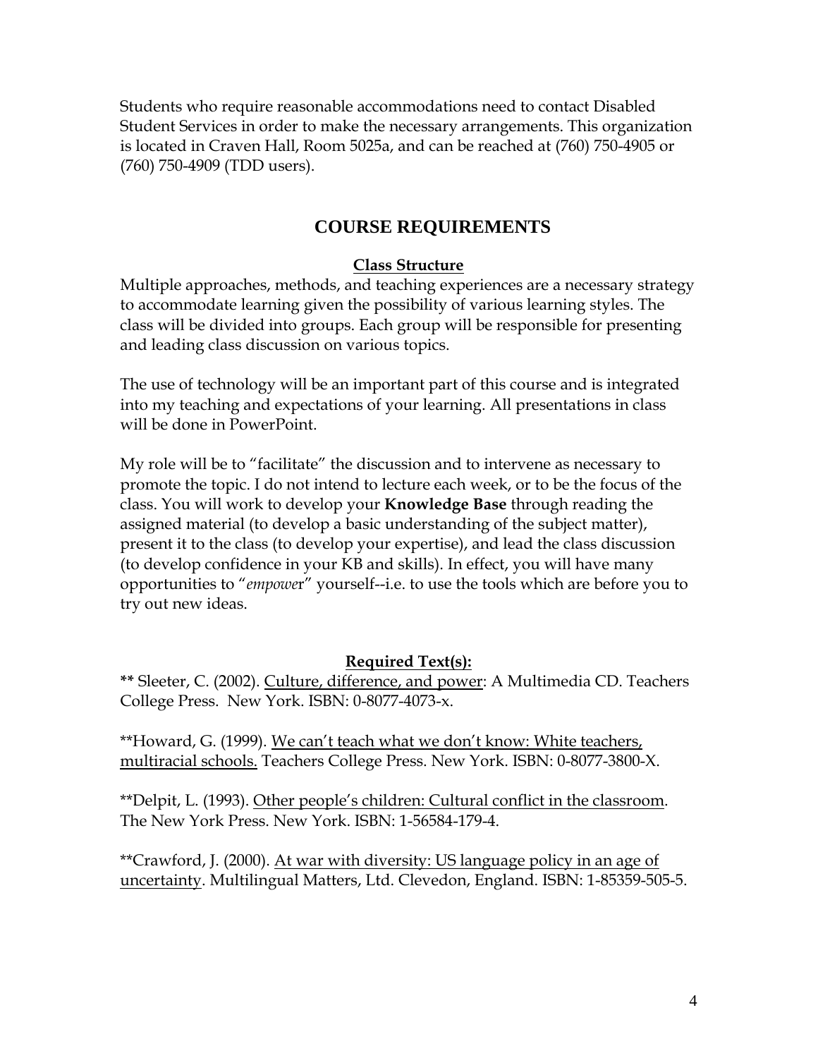Students who require reasonable accommodations need to contact Disabled Student Services in order to make the necessary arrangements. This organization is located in Craven Hall, Room 5025a, and can be reached at (760) 750-4905 or (760) 750-4909 (TDD users).

## COURSE REQUIREMENTS

### Class Structure

Multiple approaches, methods, and teaching experiences are a necessary strategy to accommodate learning given the possibility of various learning styles. The class will be divided into groups. Each group will be responsible for presenting and leading class discussion on various topics.

The use of technology will be an important part of this course and is integrated into my teaching and expectations of your learning. All presentations in class will be done in PowerPoint.

My role will be to "facilitate" the discussion and to intervene as necessary to promote the topic. I do not intend to lecture each week, or to be the focus of the class. You will work to develop your **Knowledge Base** through reading the assigned material (to develop a basic understanding of the subject matter), present it to the class (to develop your expertise), and lead the class discussion (to develop confidence in your KB and skills). In effect, you will have many opportunities to "*empowe*r" yourself--i.e. to use the tools which are before you to try out new ideas.

### Required Text(s):

**** Sleeter, C. (2002). Culture, difference, and power: A Multimedia CD. Teachers College Press. New York. ISBN: 0-8077-4073-x.

**Howard, G. (1999). We can't teach what we don't know: White teachers, multiracial schools. Teachers College Press. New York. ISBN: 0-8077-3800-X.

**Delpit, L. (1993). Other people's children: Cultural conflict in the classroom. The New York Press. New York. ISBN: 1-56584-179-4.

**Crawford, J. (2000). At war with diversity: US language policy in an age of uncertainty. Multilingual Matters, Ltd. Clevedon, England. ISBN: 1-85359-505-5.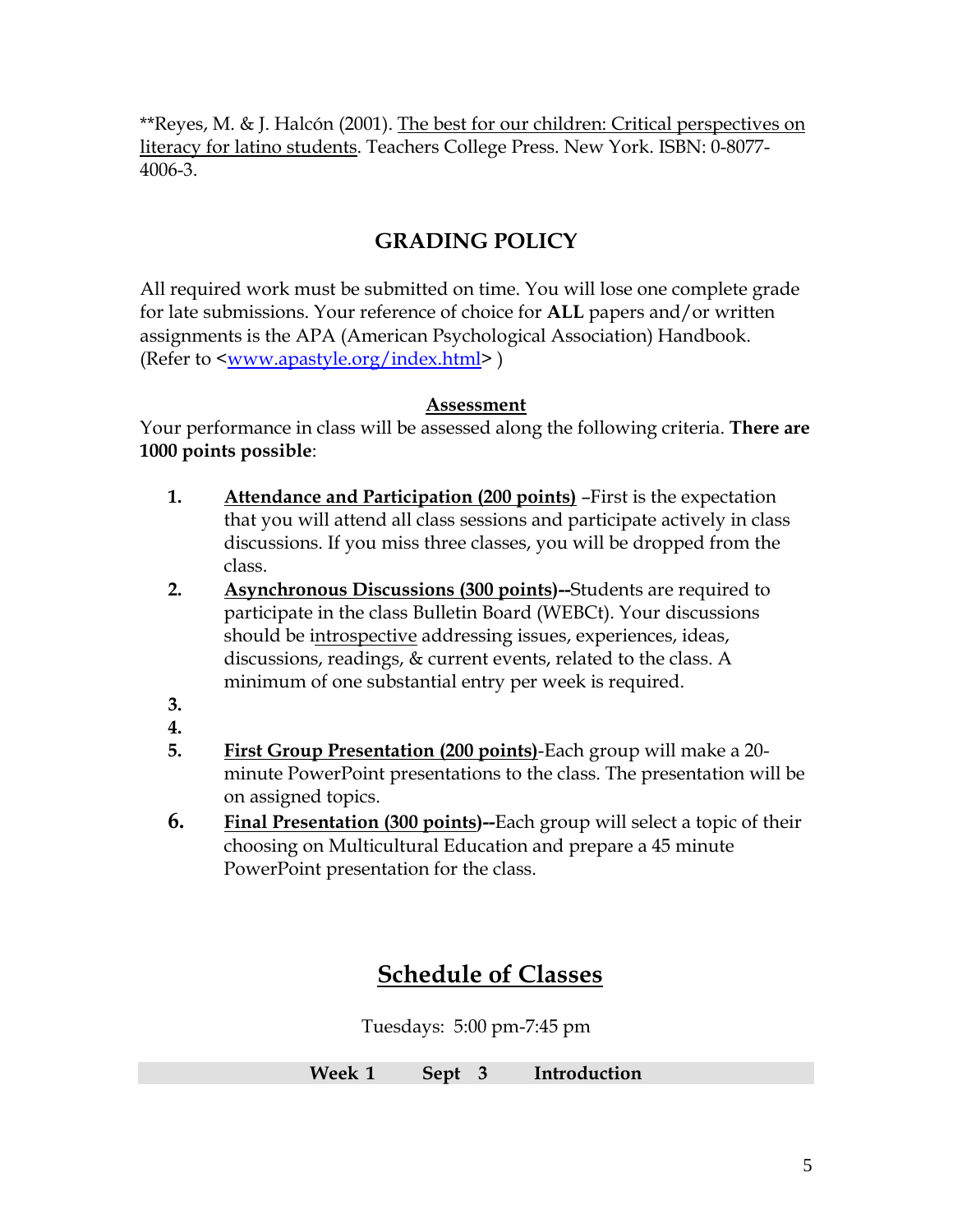**Reyes, M. & J. Halcón (2001). The best for our children: Critical perspectives on literacy for latino students. Teachers College Press. New York. ISBN: 0-8077-4006-3.

## GRADING POLICY

All required work must be submitted on time. You will lose one complete grade for late submissions. Your reference of choice for **ALL** papers and/or written assignments is the APA (American Psychological Association) Handbook. (Refer to <www.apastyle.org/index.html> )

**Assessment**

Your performance in class will be assessed along the following criteria. **There are 1000 points possible**:

1. **Attendance and Participation (200 points)** –First is the expectation that you will attend all class sessions and participate actively in class discussions. If you miss three classes, you will be dropped from the class.
2. **Asynchronous Discussions (300 points)--**Students are required to participate in the class Bulletin Board (WEBCt). Your discussions should be introspective addressing issues, experiences, ideas, discussions, readings, & current events, related to the class. A minimum of one substantial entry per week is required.
3. 
4. 
5. **First Group Presentation (200 points)**-Each group will make a 20-minute PowerPoint presentations to the class. The presentation will be on assigned topics.
6. **Final Presentation (300 points)--**Each group will select a topic of their choosing on Multicultural Education and prepare a 45 minute PowerPoint presentation for the class.

## Schedule of Classes

Tuesdays: 5:00 pm-7:45 pm

| Week 1 | Sept 3 | Introduction |
|---|---|---|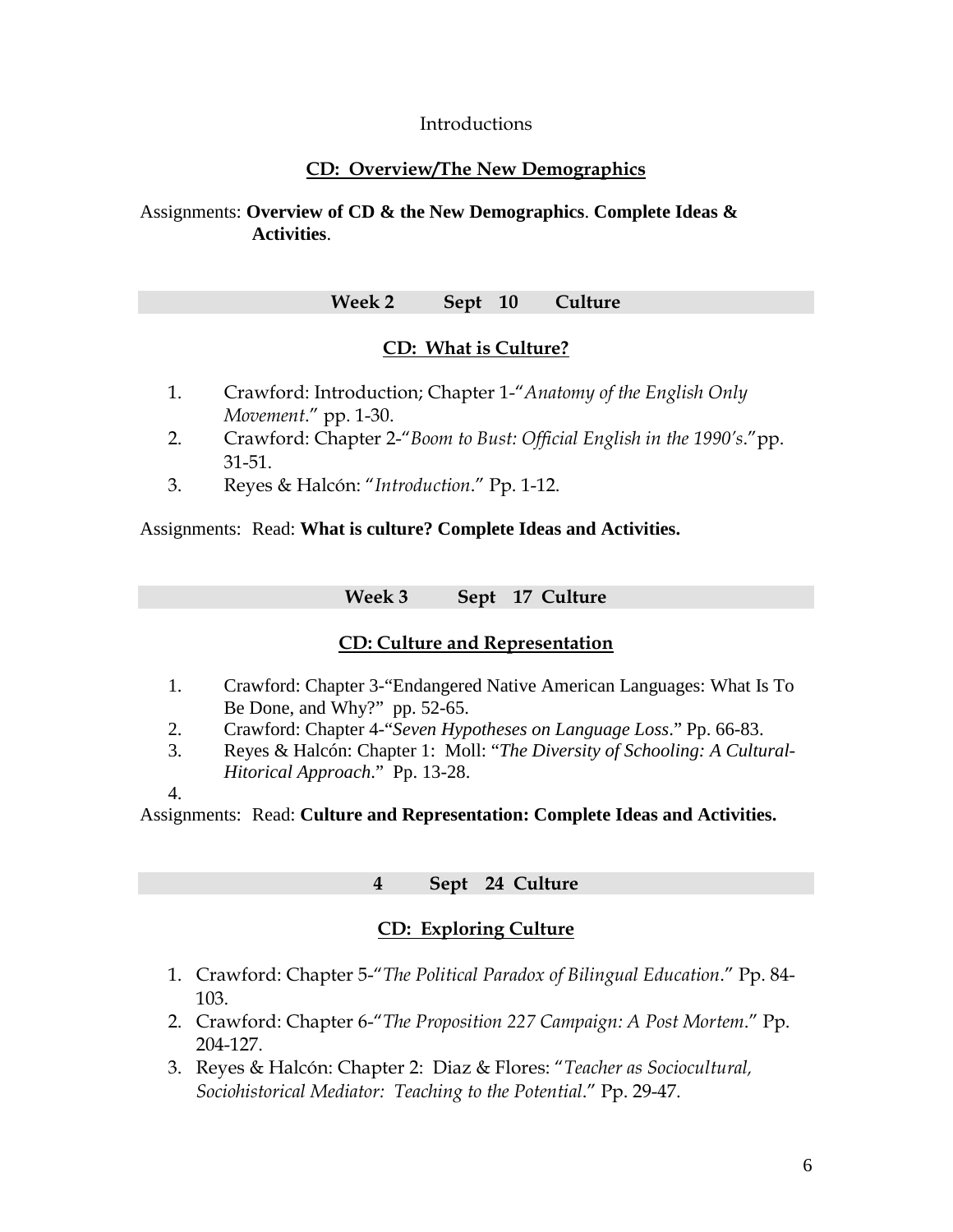Introductions

**CD: Overview/The New Demographics**

Assignments: **Overview of CD & the New Demographics**. **Complete Ideas & Activities**.

## Week 2 Sept 10 Culture

**CD: What is Culture?**

1. Crawford: Introduction; Chapter 1-"*Anatomy of the English Only Movement*." pp. 1-30.
2. Crawford: Chapter 2-"*Boom to Bust: Official English in the 1990's*." pp. 31-51.
3. Reyes & Halcón: "*Introduction*." Pp. 1-12.

Assignments: Read: **What is culture? Complete Ideas and Activities.**

## Week 3 Sept 17 Culture

**CD: Culture and Representation**

1. Crawford: Chapter 3-"Endangered Native American Languages: What Is To Be Done, and Why?" pp. 52-65.
2. Crawford: Chapter 4-"*Seven Hypotheses on Language Loss*." Pp. 66-83.
3. Reyes & Halcón: Chapter 1: Moll: "*The Diversity of Schooling: A Cultural-Hitorical Approach*." Pp. 13-28.
4. 

Assignments: Read: **Culture and Representation: Complete Ideas and Activities.**

## 4 Sept 24 Culture

**CD: Exploring Culture**

1. Crawford: Chapter 5-"*The Political Paradox of Bilingual Education*." Pp. 84-103.
2. Crawford: Chapter 6-"*The Proposition 227 Campaign: A Post Mortem*." Pp. 204-127.
3. Reyes & Halcón: Chapter 2: Diaz & Flores: "*Teacher as Sociocultural, Sociohistorical Mediator: Teaching to the Potential*." Pp. 29-47.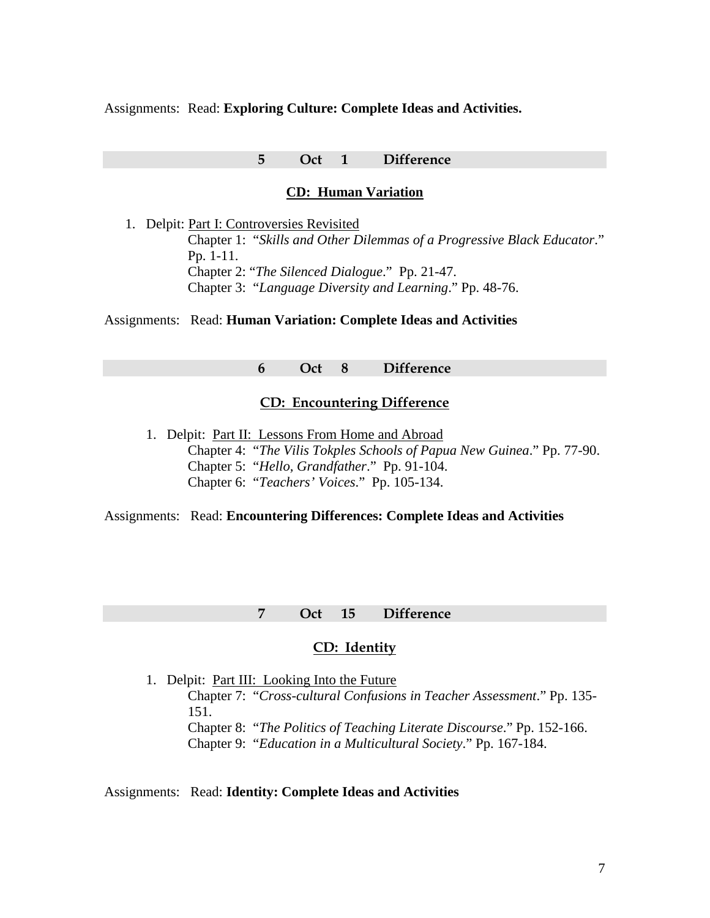Assignments: Read: **Exploring Culture: Complete Ideas and Activities.**

**5 Oct 1 Difference**

**CD: Human Variation**

1. Delpit: Part I: Controversies Revisited
   Chapter 1: "*Skills and Other Dilemmas of a Progressive Black Educator*." Pp. 1-11.
   Chapter 2: "*The Silenced Dialogue*." Pp. 21-47.
   Chapter 3: "*Language Diversity and Learning*." Pp. 48-76.

Assignments: Read: **Human Variation: Complete Ideas and Activities**

**6 Oct 8 Difference**

**CD: Encountering Difference**

1. Delpit: Part II: Lessons From Home and Abroad
   Chapter 4: "*The Vilis Tokples Schools of Papua New Guinea*." Pp. 77-90.
   Chapter 5: "*Hello, Grandfather*." Pp. 91-104.
   Chapter 6: "*Teachers' Voices*." Pp. 105-134.

Assignments: Read: **Encountering Differences: Complete Ideas and Activities**

**7 Oct 15 Difference**

**CD: Identity**

1. Delpit: Part III: Looking Into the Future
   Chapter 7: "*Cross-cultural Confusions in Teacher Assessment*." Pp. 135-151.
   Chapter 8: "*The Politics of Teaching Literate Discourse*." Pp. 152-166.
   Chapter 9: "*Education in a Multicultural Society*." Pp. 167-184.

Assignments: Read: **Identity: Complete Ideas and Activities**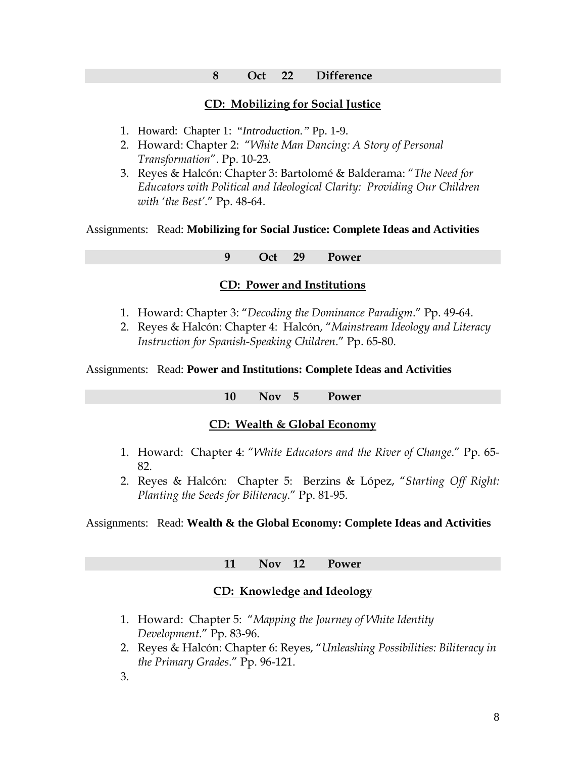**8 Oct 22 Difference**

**CD: Mobilizing for Social Justice**

1. Howard: Chapter 1: "*Introduction.*" Pp. 1-9.
2. Howard: Chapter 2: "*White Man Dancing: A Story of Personal Transformation*". Pp. 10-23.
3. Reyes & Halcón: Chapter 3: Bartolomé & Balderama: "*The Need for Educators with Political and Ideological Clarity: Providing Our Children with 'the Best'*." Pp. 48-64.

Assignments: Read: **Mobilizing for Social Justice: Complete Ideas and Activities**

**9 Oct 29 Power**

**CD: Power and Institutions**

1. Howard: Chapter 3: "*Decoding the Dominance Paradigm*." Pp. 49-64.
2. Reyes & Halcón: Chapter 4: Halcón, "*Mainstream Ideology and Literacy Instruction for Spanish-Speaking Children*." Pp. 65-80.

Assignments: Read: **Power and Institutions: Complete Ideas and Activities**

**10 Nov 5 Power**

**CD: Wealth & Global Economy**

1. Howard: Chapter 4: "*White Educators and the River of Change*." Pp. 65-82.
2. Reyes & Halcón: Chapter 5: Berzins & López, "*Starting Off Right: Planting the Seeds for Biliteracy*." Pp. 81-95.

Assignments: Read: **Wealth & the Global Economy: Complete Ideas and Activities**

**11 Nov 12 Power**

**CD: Knowledge and Ideology**

1. Howard: Chapter 5: "*Mapping the Journey of White Identity Development*." Pp. 83-96.
2. Reyes & Halcón: Chapter 6: Reyes, "*Unleashing Possibilities: Biliteracy in the Primary Grades*." Pp. 96-121.
3.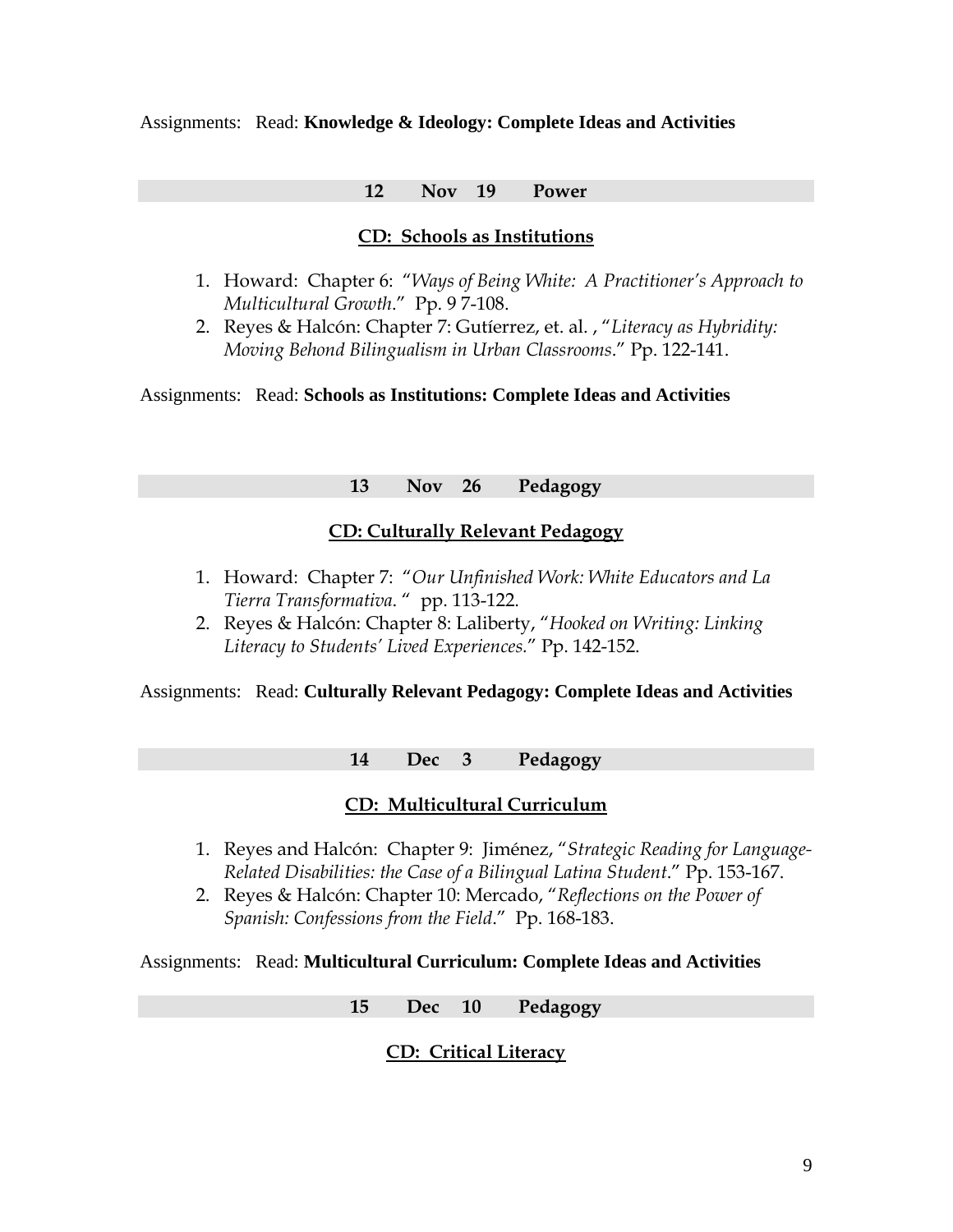Assignments: Read: **Knowledge & Ideology: Complete Ideas and Activities**

**12 Nov 19 Power**

**CD: Schools as Institutions**

1. Howard: Chapter 6: "*Ways of Being White: A Practitioner's Approach to Multicultural Growth*." Pp. 9 7-108.
2. Reyes & Halcón: Chapter 7: Gutíerrez, et. al. , "*Literacy as Hybridity: Moving Behond Bilingualism in Urban Classrooms*." Pp. 122-141.

Assignments: Read: **Schools as Institutions: Complete Ideas and Activities**

**13 Nov 26 Pedagogy**

**CD: Culturally Relevant Pedagogy**

1. Howard: Chapter 7: "*Our Unfinished Work: White Educators and La Tierra Transformativa*. " pp. 113-122.
2. Reyes & Halcón: Chapter 8: Laliberty, "*Hooked on Writing: Linking Literacy to Students' Lived Experiences.*" Pp. 142-152.

Assignments: Read: **Culturally Relevant Pedagogy: Complete Ideas and Activities**

**14 Dec 3 Pedagogy**

**CD: Multicultural Curriculum**

1. Reyes and Halcón: Chapter 9: Jiménez, "*Strategic Reading for Language-Related Disabilities: the Case of a Bilingual Latina Student*." Pp. 153-167.
2. Reyes & Halcón: Chapter 10: Mercado, "*Reflections on the Power of Spanish: Confessions from the Field*." Pp. 168-183.

Assignments: Read: **Multicultural Curriculum: Complete Ideas and Activities**

**15 Dec 10 Pedagogy**

**CD: Critical Literacy**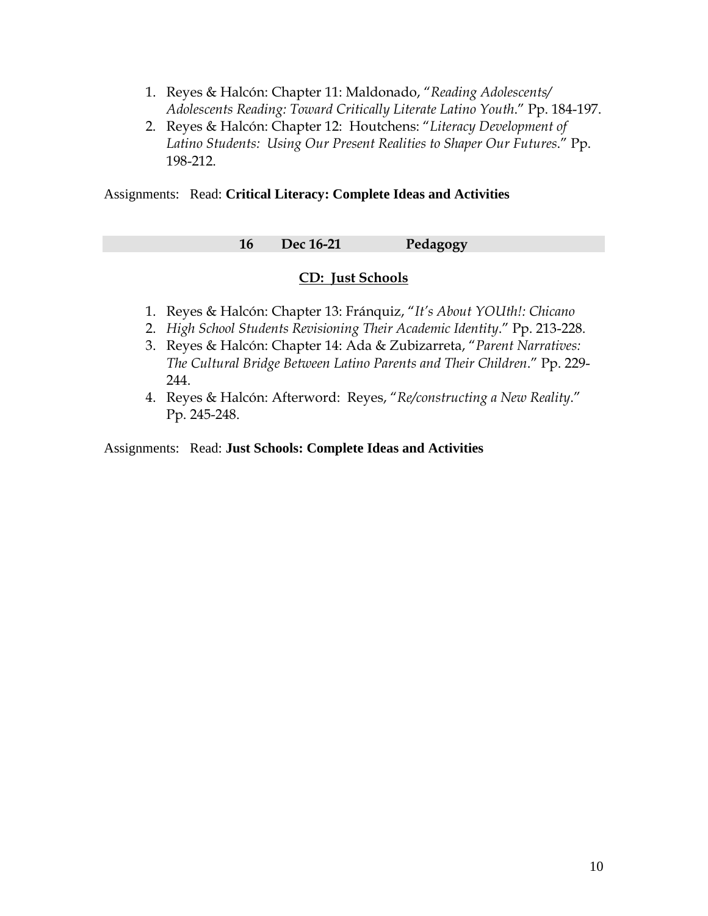1. Reyes & Halcón: Chapter 11: Maldonado, "*Reading Adolescents/ Adolescents Reading: Toward Critically Literate Latino Youth*." Pp. 184-197.
2. Reyes & Halcón: Chapter 12: Houtchens: "*Literacy Development of Latino Students: Using Our Present Realities to Shaper Our Futures*." Pp. 198-212.

Assignments: Read: **Critical Literacy: Complete Ideas and Activities**

### 16 Dec 16-21 Pedagogy

**CD: Just Schools**

1. Reyes & Halcón: Chapter 13: Fránquiz, "*It's About YOUth!: Chicano*
2. *High School Students Revisioning Their Academic Identity*." Pp. 213-228.
3. Reyes & Halcón: Chapter 14: Ada & Zubizarreta, "*Parent Narratives: The Cultural Bridge Between Latino Parents and Their Children*." Pp. 229-244.
4. Reyes & Halcón: Afterword: Reyes, "*Re/constructing a New Reality*." Pp. 245-248.

Assignments: Read: **Just Schools: Complete Ideas and Activities**